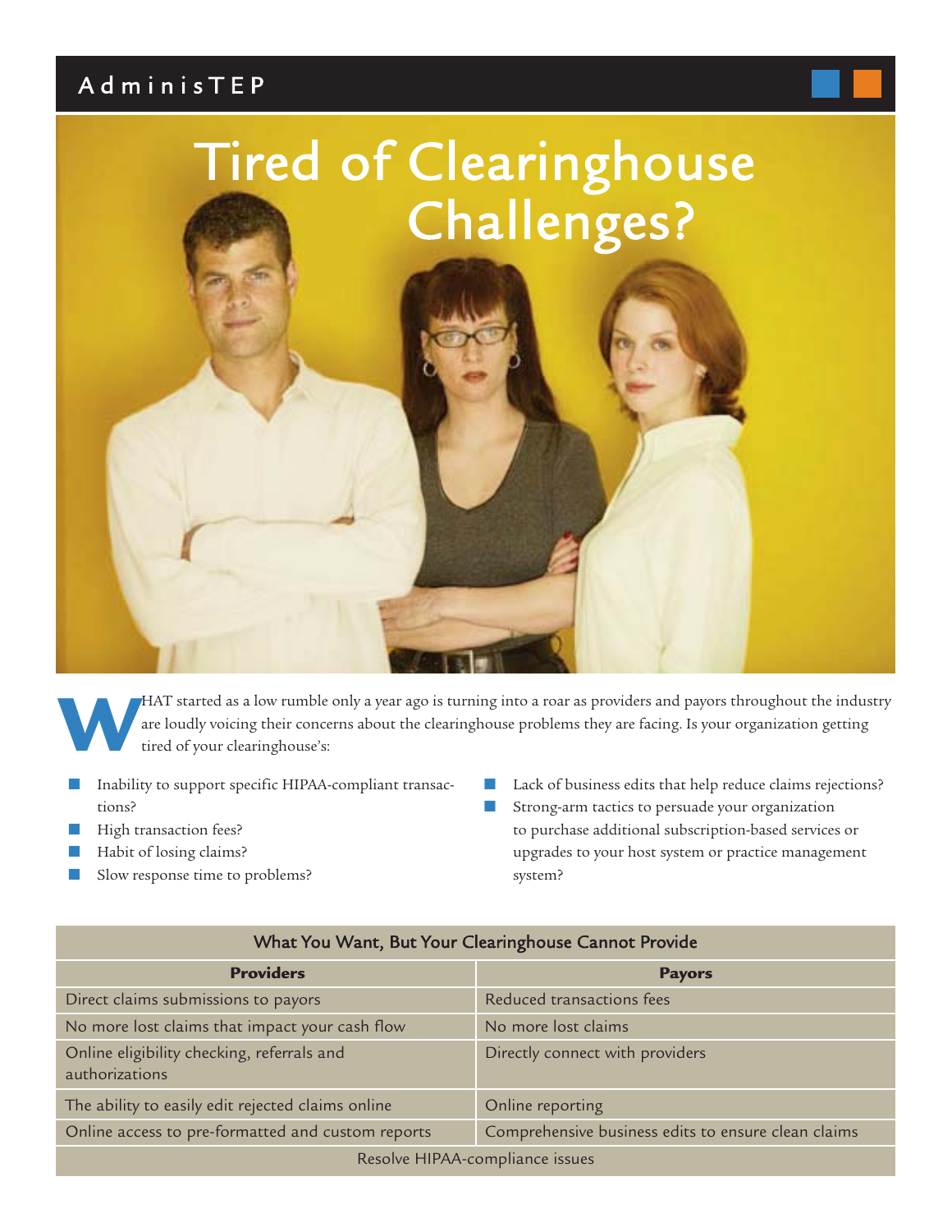AdminisTEP

# Tired of Clearinghouse Challenges?

WHAT started as a low rumble only a year ago is turning into a roar as providers and payors throughout the industry are loudly voicing their concerns about the clearinghouse problems they are facing. Is your organization getting tired of your clearinghouse's:

- Inability to support specific HIPAA-compliant transactions?
- High transaction fees?
- Habit of losing claims?
- Slow response time to problems?
- Lack of business edits that help reduce claims rejections?
- Strong-arm tactics to persuade your organization to purchase additional subscription-based services or upgrades to your host system or practice management system?

| What You Want, But Your Clearinghouse Cannot Provide | |
|---|---|
| **Providers** | **Payors** |
| Direct claims submissions to payors | Reduced transactions fees |
| No more lost claims that impact your cash flow | No more lost claims |
| Online eligibility checking, referrals and authorizations | Directly connect with providers |
| The ability to easily edit rejected claims online | Online reporting |
| Online access to pre-formatted and custom reports | Comprehensive business edits to ensure clean claims |
| Resolve HIPAA-compliance issues | |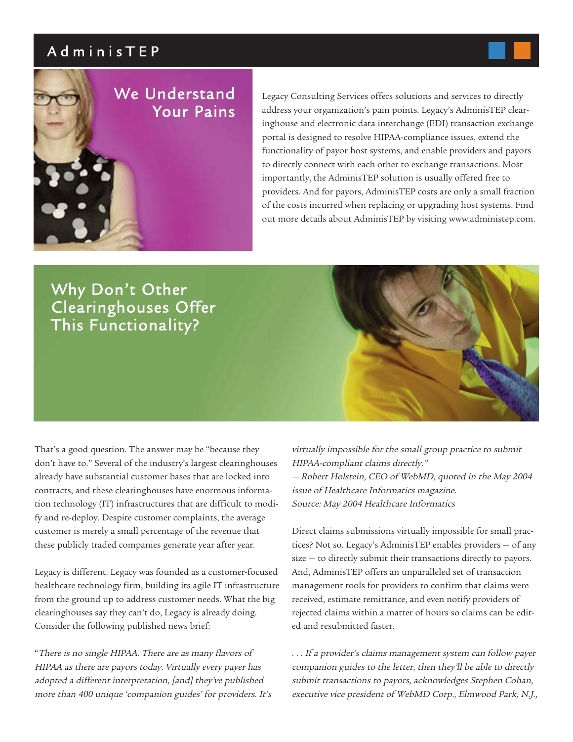# AdminisTEP

## We Understand Your Pains

Legacy Consulting Services offers solutions and services to directly address your organization's pain points. Legacy's AdminisTEP clearinghouse and electronic data interchange (EDI) transaction exchange portal is designed to resolve HIPAA-compliance issues, extend the functionality of payor host systems, and enable providers and payors to directly connect with each other to exchange transactions. Most importantly, the AdminisTEP solution is usually offered free to providers. And for payors, AdminisTEP costs are only a small fraction of the costs incurred when replacing or upgrading host systems. Find out more details about AdminisTEP by visiting www.administep.com.

## Why Don't Other Clearinghouses Offer This Functionality?

That's a good question. The answer may be "because they don't have to." Several of the industry's largest clearinghouses already have substantial customer bases that are locked into contracts, and these clearinghouses have enormous information technology (IT) infrastructures that are difficult to modify and re-deploy. Despite customer complaints, the average customer is merely a small percentage of the revenue that these publicly traded companies generate year after year.

Legacy is different. Legacy was founded as a customer-focused healthcare technology firm, building its agile IT infrastructure from the ground up to address customer needs. What the big clearinghouses say they can't do, Legacy is already doing. Consider the following published news brief:

"*There is no single HIPAA. There are as many flavors of HIPAA as there are payors today. Virtually every payer has adopted a different interpretation, [and] they've published more than 400 unique 'companion guides' for providers. It's virtually impossible for the small group practice to submit HIPAA-compliant claims directly."*
*— Robert Holstein, CEO of WebMD, quoted in the May 2004 issue of Healthcare Informatics magazine.*
*Source: May 2004 Healthcare Informatics*

Direct claims submissions virtually impossible for small practices? Not so. Legacy's AdminisTEP enables providers — of any size — to directly submit their transactions directly to payors. And, AdminisTEP offers an unparalleled set of transaction management tools for providers to confirm that claims were received, estimate remittance, and even notify providers of rejected claims within a matter of hours so claims can be edited and resubmitted faster.

*. . . If a provider's claims management system can follow payer companion guides to the letter, then they'll be able to directly submit transactions to payors, acknowledges Stephen Cohan, executive vice president of WebMD Corp., Elmwood Park, N.J.,*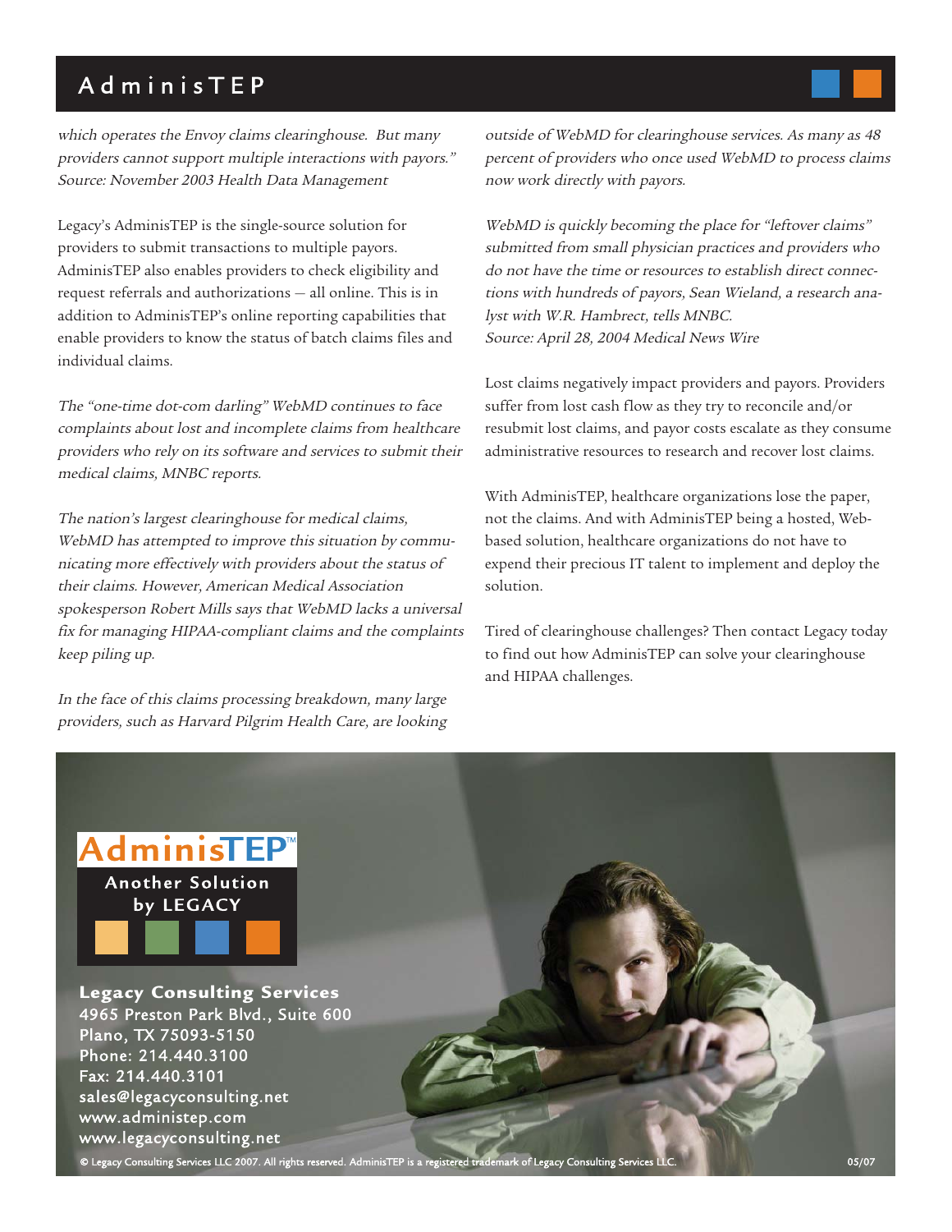# AdminisTEP

*which operates the Envoy claims clearinghouse. But many providers cannot support multiple interactions with payors." Source: November 2003 Health Data Management*

Legacy's AdminisTEP is the single-source solution for providers to submit transactions to multiple payors. AdminisTEP also enables providers to check eligibility and request referrals and authorizations — all online. This is in addition to AdminisTEP's online reporting capabilities that enable providers to know the status of batch claims files and individual claims.

*The "one-time dot-com darling" WebMD continues to face complaints about lost and incomplete claims from healthcare providers who rely on its software and services to submit their medical claims, MNBC reports.*

*The nation's largest clearinghouse for medical claims, WebMD has attempted to improve this situation by communicating more effectively with providers about the status of their claims. However, American Medical Association spokesperson Robert Mills says that WebMD lacks a universal fix for managing HIPAA-compliant claims and the complaints keep piling up.*

*In the face of this claims processing breakdown, many large providers, such as Harvard Pilgrim Health Care, are looking outside of WebMD for clearinghouse services. As many as 48 percent of providers who once used WebMD to process claims now work directly with payors.*

*WebMD is quickly becoming the place for "leftover claims" submitted from small physician practices and providers who do not have the time or resources to establish direct connections with hundreds of payors, Sean Wieland, a research analyst with W.R. Hambrect, tells MNBC.*
*Source: April 28, 2004 Medical News Wire*

Lost claims negatively impact providers and payors. Providers suffer from lost cash flow as they try to reconcile and/or resubmit lost claims, and payor costs escalate as they consume administrative resources to research and recover lost claims.

With AdminisTEP, healthcare organizations lose the paper, not the claims. And with AdminisTEP being a hosted, Web-based solution, healthcare organizations do not have to expend their precious IT talent to implement and deploy the solution.

Tired of clearinghouse challenges? Then contact Legacy today to find out how AdminisTEP can solve your clearinghouse and HIPAA challenges.

AdminisTEP™
Another Solution by LEGACY

**Legacy Consulting Services**
4965 Preston Park Blvd., Suite 600
Plano, TX 75093-5150
Phone: 214.440.3100
Fax: 214.440.3101
sales@legacyconsulting.net
www.administep.com
www.legacyconsulting.net

© Legacy Consulting Services LLC 2007. All rights reserved. AdminisTEP is a registered trademark of Legacy Consulting Services LLC. 05/07